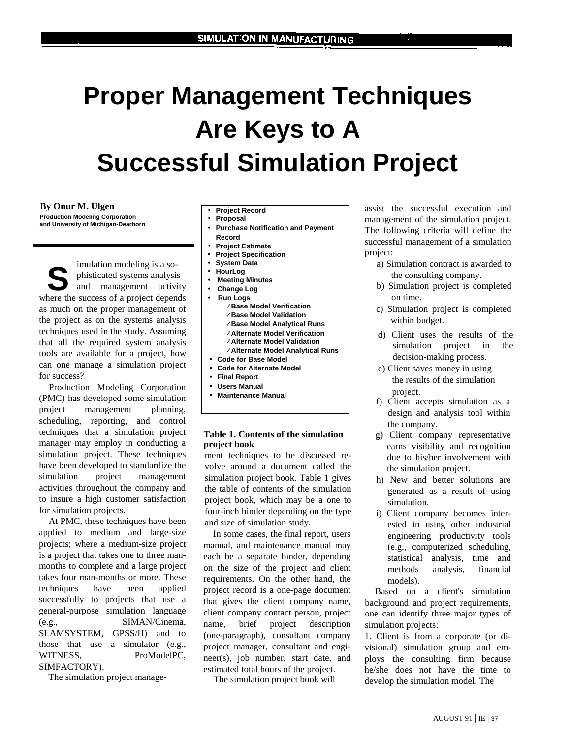# Proper Management Techniques Are Keys to A Successful Simulation Project

**By Onur M. Ulgen**
**Production Modeling Corporation and University of Michigan-Dearborn**

Simulation modeling is a sophisticated systems analysis and management activity where the success of a project depends as much on the proper management of the project as on the systems analysis techniques used in the study. Assuming that all the required system analysis tools are available for a project, how can one manage a simulation project for success?

Production Modeling Corporation (PMC) has developed some simulation project management planning, scheduling, reporting, and control techniques that a simulation project manager may employ in conducting a simulation project. These techniques have been developed to standardize the simulation project management activities throughout the company and to insure a high customer satisfaction for simulation projects.

At PMC, these techniques have been applied to medium and large-size projects; where a medium-size project is a project that takes one to three man-months to complete and a large project takes four man-months or more. These techniques have been applied successfully to projects that use a general-purpose simulation language (e.g., SIMAN/Cinema, SLAMSYSTEM, GPSS/H) and to those that use a simulator (e.g., WITNESS, ProModelPC, SIMFACTORY).

The simulation project management techniques to be discussed revolve around a document called the simulation project book. Table 1 gives the table of contents of the simulation project book, which may be a one to four-inch binder depending on the type and size of simulation study.

- **Project Record**
- **Proposal**
- **Purchase Notification and Payment Record**
- **Project Estimate**
- **Project Specification**
- **System Data**
- **HourLog**
- **Meeting Minutes**
- **Change Log**
- **Run Logs**
  - ✓**Base Model Verification**
  - ✓**Base Model Validation**
  - ✓**Base Model Analytical Runs**
  - ✓**Alternate Model Verification**
  - ✓**Alternate Model Validation**
  - ✓**Alternate Model Analytical Runs**
- **Code for Base Model**
- **Code for Alternate Model**
- **Final Report**
- **Users Manual**
- **Maintenance Manual**

**Table 1. Contents of the simulation project book**

In some cases, the final report, users manual, and maintenance manual may each be a separate binder, depending on the size of the project and client requirements. On the other hand, the project record is a one-page document that gives the client company name, client company contact person, project name, brief project description (one-paragraph), consultant company project manager, consultant and engineer(s), job number, start date, and estimated total hours of the project.

The simulation project book will assist the successful execution and management of the simulation project. The following criteria will define the successful management of a simulation project:

a) Simulation contract is awarded to the consulting company.
b) Simulation project is completed on time.
c) Simulation project is completed within budget.
d) Client uses the results of the simulation project in the decision-making process.
e) Client saves money in using the results of the simulation project.
f) Client accepts simulation as a design and analysis tool within the company.
g) Client company representative earns visibility and recognition due to his/her involvement with the simulation project.
h) New and better solutions are generated as a result of using simulation.
i) Client company becomes interested in using other industrial engineering productivity tools (e.g., computerized scheduling, statistical analysis, time and methods analysis, financial models).

Based on a client's simulation background and project requirements, one can identify three major types of simulation projects:

1. Client is from a corporate (or divisional) simulation group and employs the consulting firm because he/she does not have the time to develop the simulation model. The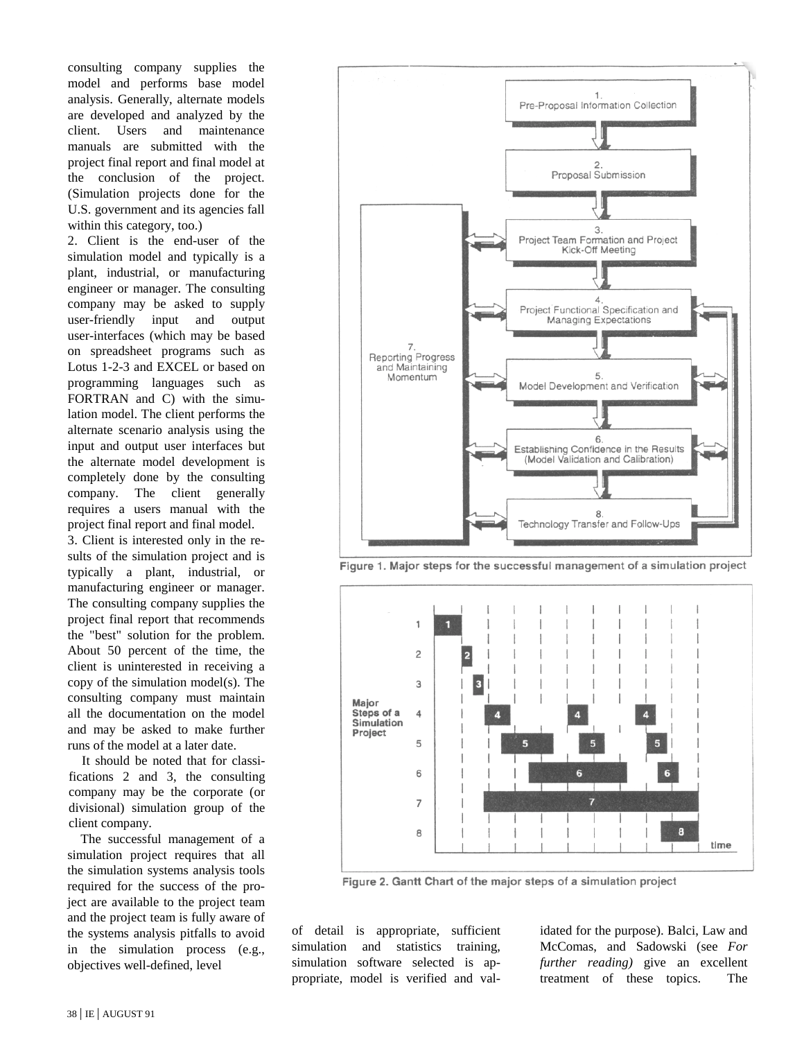consulting company supplies the model and performs base model analysis. Generally, alternate models are developed and analyzed by the client. Users and maintenance manuals are submitted with the project final report and final model at the conclusion of the project. (Simulation projects done for the U.S. government and its agencies fall within this category, too.)

2. Client is the end-user of the simulation model and typically is a plant, industrial, or manufacturing engineer or manager. The consulting company may be asked to supply user-friendly input and output user-interfaces (which may be based on spreadsheet programs such as Lotus 1-2-3 and EXCEL or based on programming languages such as FORTRAN and C) with the simulation model. The client performs the alternate scenario analysis using the input and output user interfaces but the alternate model development is completely done by the consulting company. The client generally requires a users manual with the project final report and final model.

3. Client is interested only in the results of the simulation project and is typically a plant, industrial, or manufacturing engineer or manager. The consulting company supplies the project final report that recommends the "best" solution for the problem. About 50 percent of the time, the client is uninterested in receiving a copy of the simulation model(s). The consulting company must maintain all the documentation on the model and may be asked to make further runs of the model at a later date.

It should be noted that for classifications 2 and 3, the consulting company may be the corporate (or divisional) simulation group of the client company.

The successful management of a simulation project requires that all the simulation systems analysis tools required for the success of the project are available to the project team and the project team is fully aware of the systems analysis pitfalls to avoid in the simulation process (e.g., objectives well-defined, level of detail is appropriate, sufficient simulation and statistics training, simulation software selected is appropriate, model is verified and validated for the purpose). Balci, Law and McComas, and Sadowski (see *For further reading)* give an excellent treatment of these topics. The

Figure 1. Major steps for the successful management of a simulation project

Figure 2. Gantt Chart of the major steps of a simulation project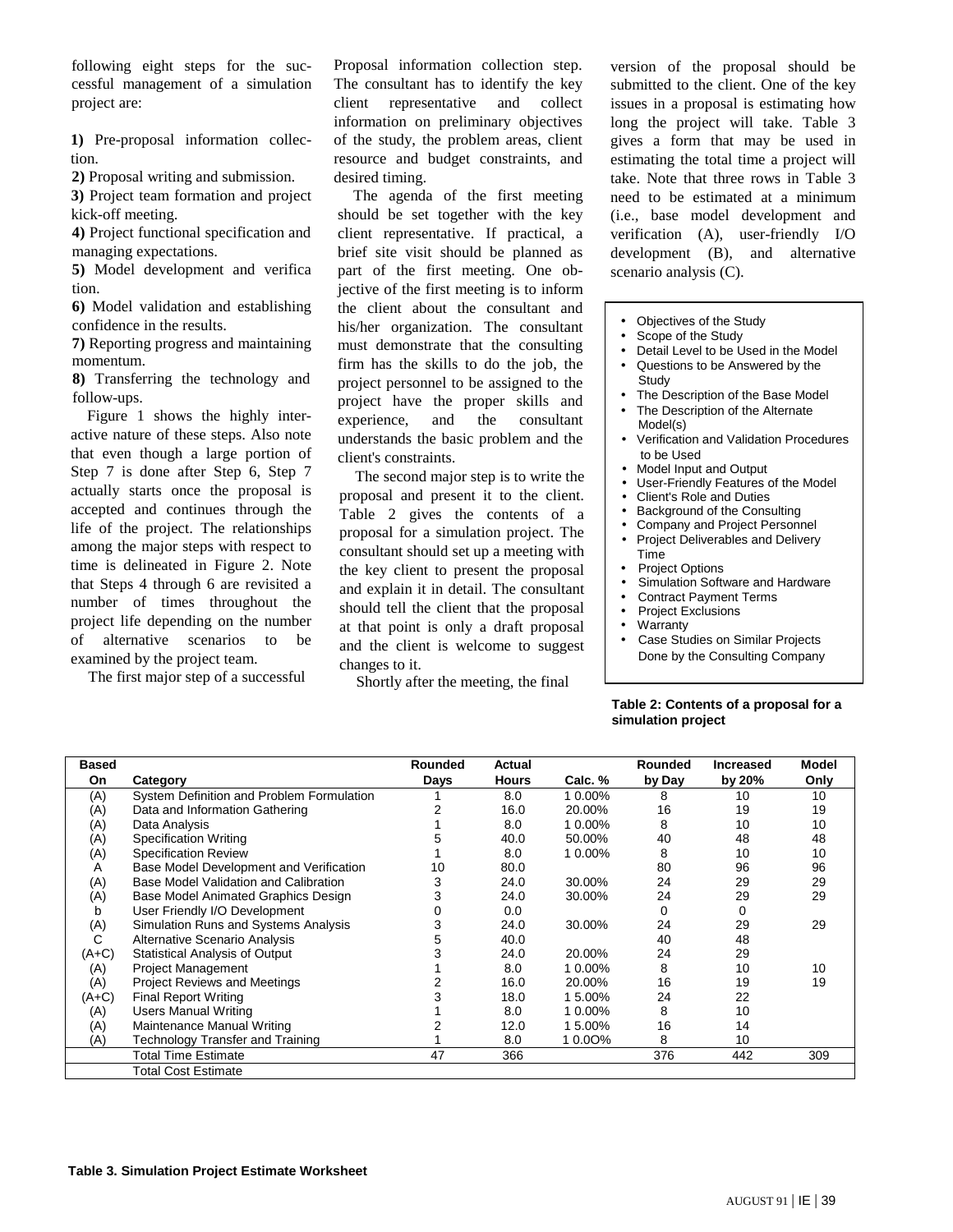following eight steps for the successful management of a simulation project are:

**1)** Pre-proposal information collection.

**2)** Proposal writing and submission.

**3)** Project team formation and project kick-off meeting.

**4)** Project functional specification and managing expectations.

**5)** Model development and verification.

**6)** Model validation and establishing confidence in the results.

**7)** Reporting progress and maintaining momentum.

**8)** Transferring the technology and follow-ups.

Figure 1 shows the highly interactive nature of these steps. Also note that even though a large portion of Step 7 is done after Step 6, Step 7 actually starts once the proposal is accepted and continues through the life of the project. The relationships among the major steps with respect to time is delineated in Figure 2. Note that Steps 4 through 6 are revisited a number of times throughout the project life depending on the number of alternative scenarios to be examined by the project team.

The first major step of a successful Proposal information collection step. The consultant has to identify the key client representative and collect information on preliminary objectives of the study, the problem areas, client resource and budget constraints, and desired timing.

The agenda of the first meeting should be set together with the key client representative. If practical, a brief site visit should be planned as part of the first meeting. One objective of the first meeting is to inform the client about the consultant and his/her organization. The consultant must demonstrate that the consulting firm has the skills to do the job, the project personnel to be assigned to the project have the proper skills and experience, and the consultant understands the basic problem and the client's constraints.

The second major step is to write the proposal and present it to the client. Table 2 gives the contents of a proposal for a simulation project. The consultant should set up a meeting with the key client to present the proposal and explain it in detail. The consultant should tell the client that the proposal at that point is only a draft proposal and the client is welcome to suggest changes to it.

Shortly after the meeting, the final version of the proposal should be submitted to the client. One of the key issues in a proposal is estimating how long the project will take. Table 3 gives a form that may be used in estimating the total time a project will take. Note that three rows in Table 3 need to be estimated at a minimum (i.e., base model development and verification (A), user-friendly I/O development (B), and alternative scenario analysis (C).

- Objectives of the Study
- Scope of the Study
- Detail Level to be Used in the Model
- Questions to be Answered by the Study
- The Description of the Base Model
- The Description of the Alternate Model(s)
- Verification and Validation Procedures to be Used
- Model Input and Output
- User-Friendly Features of the Model
- Client's Role and Duties
- Background of the Consulting
- Company and Project Personnel
- Project Deliverables and Delivery Time
- Project Options
- Simulation Software and Hardware
- Contract Payment Terms
- Project Exclusions
- Warranty
- Case Studies on Similar Projects Done by the Consulting Company

**Table 2: Contents of a proposal for a simulation project**

| Based On | Category | Rounded Days | Actual Hours | Calc. % | Rounded by Day | Increased by 20% | Model Only |
|---|---|---|---|---|---|---|---|
| (A) | System Definition and Problem Formulation | 1 | 8.0 | 1 0.00% | 8 | 10 | 10 |
| (A) | Data and Information Gathering | 2 | 16.0 | 20.00% | 16 | 19 | 19 |
| (A) | Data Analysis | 1 | 8.0 | 1 0.00% | 8 | 10 | 10 |
| (A) | Specification Writing | 5 | 40.0 | 50.00% | 40 | 48 | 48 |
| (A) | Specification Review | 1 | 8.0 | 1 0.00% | 8 | 10 | 10 |
| A | Base Model Development and Verification | 10 | 80.0 | | 80 | 96 | 96 |
| (A) | Base Model Validation and Calibration | 3 | 24.0 | 30.00% | 24 | 29 | 29 |
| (A) | Base Model Animated Graphics Design | 3 | 24.0 | 30.00% | 24 | 29 | 29 |
| b | User Friendly I/O Development | 0 | 0.0 | | 0 | 0 | |
| (A) | Simulation Runs and Systems Analysis | 3 | 24.0 | 30.00% | 24 | 29 | 29 |
| C | Alternative Scenario Analysis | 5 | 40.0 | | 40 | 48 | |
| (A+C) | Statistical Analysis of Output | 3 | 24.0 | 20.00% | 24 | 29 | |
| (A) | Project Management | 1 | 8.0 | 1 0.00% | 8 | 10 | 10 |
| (A) | Project Reviews and Meetings | 2 | 16.0 | 20.00% | 16 | 19 | 19 |
| (A+C) | Final Report Writing | 3 | 18.0 | 1 5.00% | 24 | 22 | |
| (A) | Users Manual Writing | 1 | 8.0 | 1 0.00% | 8 | 10 | |
| (A) | Maintenance Manual Writing | 2 | 12.0 | 1 5.00% | 16 | 14 | |
| (A) | Technology Transfer and Training | 1 | 8.0 | 1 0.0O% | 8 | 10 | |
| | Total Time Estimate | 47 | 366 | | 376 | 442 | 309 |
| | Total Cost Estimate | | | | | | |

**Table 3. Simulation Project Estimate Worksheet**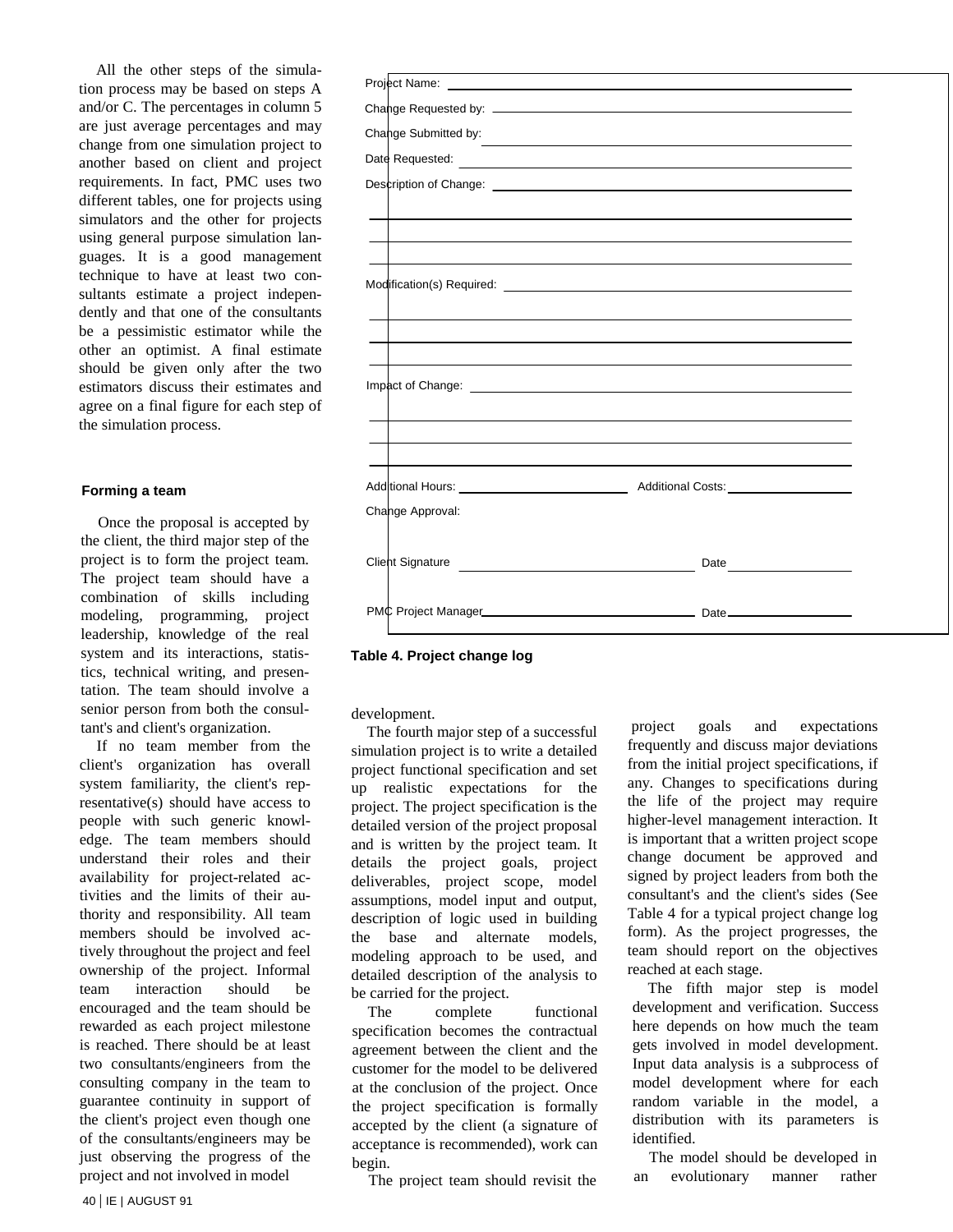All the other steps of the simulation process may be based on steps A and/or C. The percentages in column 5 are just average percentages and may change from one simulation project to another based on client and project requirements. In fact, PMC uses two different tables, one for projects using simulators and the other for projects using general purpose simulation languages. It is a good management technique to have at least two consultants estimate a project independently and that one of the consultants be a pessimistic estimator while the other an optimist. A final estimate should be given only after the two estimators discuss their estimates and agree on a final figure for each step of the simulation process.

| |
|---|
| Project Name: ________________ |
| Change Requested by: ________________ |
| Change Submitted by: ________________ |
| Date Requested: ________________ |
| Description of Change: ________________ |
| ________________ |
| ________________ |
| ________________ |
| Modification(s) Required: ________________ |
| ________________ |
| ________________ |
| ________________ |
| Impact of Change: ________________ |
| ________________ |
| ________________ |
| ________________ |
| Additional Hours: ________ Additional Costs: ________ |
| Change Approval: |
| Client Signature ________________ Date ________ |
| PMC Project Manager ________________ Date ________ |

**Table 4. Project change log**

#### Forming a team

Once the proposal is accepted by the client, the third major step of the project is to form the project team. The project team should have a combination of skills including modeling, programming, project leadership, knowledge of the real system and its interactions, statistics, technical writing, and presentation. The team should involve a senior person from both the consultant's and client's organization.

If no team member from the client's organization has overall system familiarity, the client's representative(s) should have access to people with such generic knowledge. The team members should understand their roles and their availability for project-related activities and the limits of their authority and responsibility. All team members should be involved actively throughout the project and feel ownership of the project. Informal team interaction should be encouraged and the team should be rewarded as each project milestone is reached. There should be at least two consultants/engineers from the consulting company in the team to guarantee continuity in support of the client's project even though one of the consultants/engineers may be just observing the progress of the project and not involved in model development.

The fourth major step of a successful simulation project is to write a detailed project functional specification and set up realistic expectations for the project. The project specification is the detailed version of the project proposal and is written by the project team. It details the project goals, project deliverables, project scope, model assumptions, model input and output, description of logic used in building the base and alternate models, modeling approach to be used, and detailed description of the analysis to be carried for the project.

The complete functional specification becomes the contractual agreement between the client and the customer for the model to be delivered at the conclusion of the project. Once the project specification is formally accepted by the client (a signature of acceptance is recommended), work can begin.

The project team should revisit the project goals and expectations frequently and discuss major deviations from the initial project specifications, if any. Changes to specifications during the life of the project may require higher-level management interaction. It is important that a written project scope change document be approved and signed by project leaders from both the consultant's and the client's sides (See Table 4 for a typical project change log form). As the project progresses, the team should report on the objectives reached at each stage.

The fifth major step is model development and verification. Success here depends on how much the team gets involved in model development. Input data analysis is a subprocess of model development where for each random variable in the model, a distribution with its parameters is identified.

The model should be developed in an evolutionary manner rather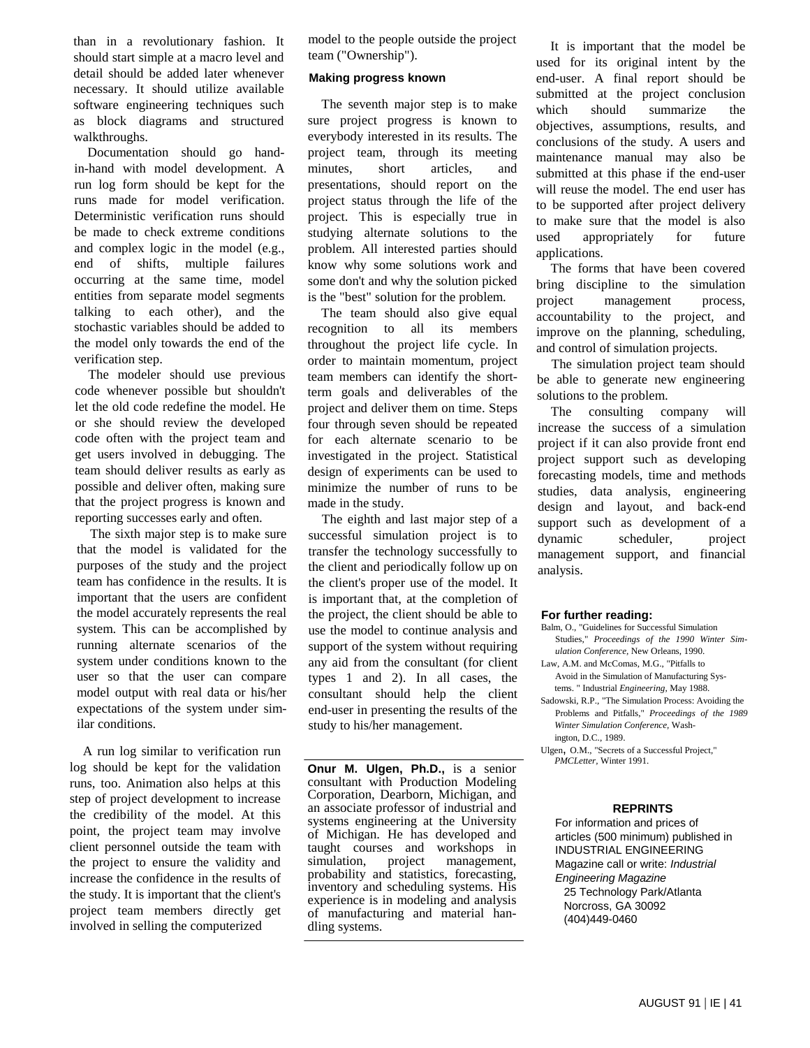than in a revolutionary fashion. It should start simple at a macro level and detail should be added later whenever necessary. It should utilize available software engineering techniques such as block diagrams and structured walkthroughs.

Documentation should go hand-in-hand with model development. A run log form should be kept for the runs made for model verification. Deterministic verification runs should be made to check extreme conditions and complex logic in the model (e.g., end of shifts, multiple failures occurring at the same time, model entities from separate model segments talking to each other), and the stochastic variables should be added to the model only towards the end of the verification step.

The modeler should use previous code whenever possible but shouldn't let the old code redefine the model. He or she should review the developed code often with the project team and get users involved in debugging. The team should deliver results as early as possible and deliver often, making sure that the project progress is known and reporting successes early and often.

The sixth major step is to make sure that the model is validated for the purposes of the study and the project team has confidence in the results. It is important that the users are confident the model accurately represents the real system. This can be accomplished by running alternate scenarios of the system under conditions known to the user so that the user can compare model output with real data or his/her expectations of the system under similar conditions.

A run log similar to verification run log should be kept for the validation runs, too. Animation also helps at this step of project development to increase the credibility of the model. At this point, the project team may involve client personnel outside the team with the project to ensure the validity and increase the confidence in the results of the study. It is important that the client's project team members directly get involved in selling the computerized model to the people outside the project team ("Ownership").

### Making progress known

The seventh major step is to make sure project progress is known to everybody interested in its results. The project team, through its meeting minutes, short articles, and presentations, should report on the project status through the life of the project. This is especially true in studying alternate solutions to the problem. All interested parties should know why some solutions work and some don't and why the solution picked is the "best" solution for the problem.

The team should also give equal recognition to all its members throughout the project life cycle. In order to maintain momentum, project team members can identify the short-term goals and deliverables of the project and deliver them on time. Steps four through seven should be repeated for each alternate scenario to be investigated in the project. Statistical design of experiments can be used to minimize the number of runs to be made in the study.

The eighth and last major step of a successful simulation project is to transfer the technology successfully to the client and periodically follow up on the client's proper use of the model. It is important that, at the completion of the project, the client should be able to use the model to continue analysis and support of the system without requiring any aid from the consultant (for client types 1 and 2). In all cases, the consultant should help the client end-user in presenting the results of the study to his/her management.

It is important that the model be used for its original intent by the end-user. A final report should be submitted at the project conclusion which should summarize the objectives, assumptions, results, and conclusions of the study. A users and maintenance manual may also be submitted at this phase if the end-user will reuse the model. The end user has to be supported after project delivery to make sure that the model is also used appropriately for future applications.

The forms that have been covered bring discipline to the simulation project management process, accountability to the project, and improve on the planning, scheduling, and control of simulation projects.

The simulation project team should be able to generate new engineering solutions to the problem.

The consulting company will increase the success of a simulation project if it can also provide front end project support such as developing forecasting models, time and methods studies, data analysis, engineering design and layout, and back-end support such as development of a dynamic scheduler, project management support, and financial analysis.

**Onur M. Ulgen, Ph.D.,** is a senior consultant with Production Modeling Corporation, Dearborn, Michigan, and an associate professor of industrial and systems engineering at the University of Michigan. He has developed and taught courses and workshops in simulation, project management, probability and statistics, forecasting, inventory and scheduling systems. His experience is in modeling and analysis of manufacturing and material handling systems.

### For further reading:

Balm, O., "Guidelines for Successful Simulation Studies," *Proceedings of the 1990 Winter Simulation Conference*, New Orleans, 1990.

Law, A.M. and McComas, M.G., "Pitfalls to Avoid in the Simulation of Manufacturing Systems. " Industrial *Engineering*, May 1988.

Sadowski, R.P., "The Simulation Process: Avoiding the Problems and Pitfalls," *Proceedings of the 1989 Winter Simulation Conference*, Washington, D.C., 1989.

Ulgen, O.M., "Secrets of a Successful Project," *PMCLetter*, Winter 1991.

**REPRINTS**

For information and prices of articles (500 minimum) published in INDUSTRIAL ENGINEERING Magazine call or write: *Industrial Engineering Magazine*
25 Technology Park/Atlanta
Norcross, GA 30092
(404)449-0460